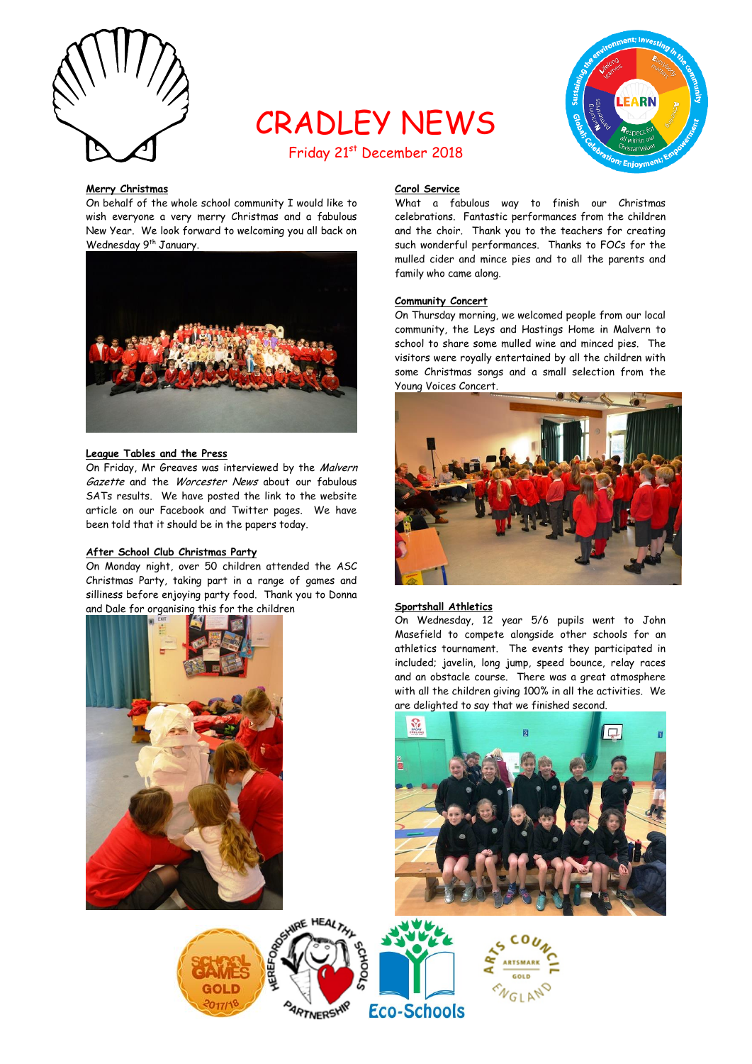# CRADLEY NEWS

Friday 21st December 2018

## Merry Christmas

On behalf of the whole school community I would like to wish everyone a very merry Christmas and a fabulous New Year. We look forward to welcoming you all back on Wednesday 9th January.

## League Tables and the Press

On Friday, Mr Greaves was interviewed by the *Malvern Gazette* and the *Worcester News* about our fabulous SATs results. We have posted the link to the website article on our Facebook and Twitter pages. We have been told that it should be in the papers today.

## After School Club Christmas Party

On Monday night, over 50 children attended the ASC Christmas Party, taking part in a range of games and silliness before enjoying party food. Thank you to Donna and Dale for organising this for the children

## Carol Service

What a fabulous way to finish our Christmas celebrations. Fantastic performances from the children and the choir. Thank you to the teachers for creating such wonderful performances. Thanks to FOCs for the mulled cider and mince pies and to all the parents and family who came along.

## Community Concert

On Thursday morning, we welcomed people from our local community, the Leys and Hastings Home in Malvern to school to share some mulled wine and minced pies. The visitors were royally entertained by all the children with some Christmas songs and a small selection from the Young Voices Concert.

## Sportshall Athletics

On Wednesday, 12 year 5/6 pupils went to John Masefield to compete alongside other schools for an athletics tournament. The events they participated in included; javelin, long jump, speed bounce, relay races and an obstacle course. There was a great atmosphere with all the children giving 100% in all the activities. We are delighted to say that we finished second.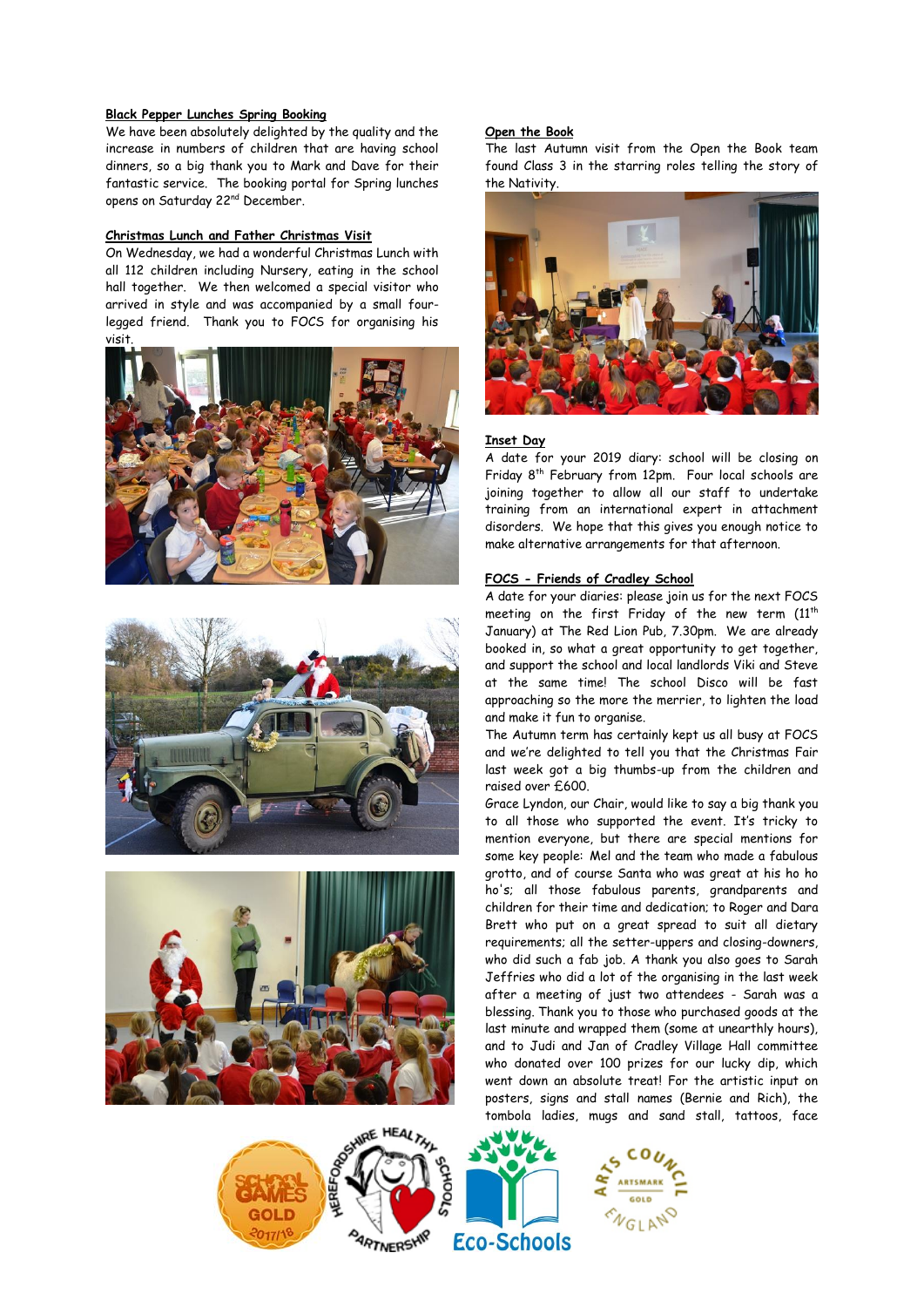**Black Pepper Lunches Spring Booking**

We have been absolutely delighted by the quality and the increase in numbers of children that are having school dinners, so a big thank you to Mark and Dave for their fantastic service. The booking portal for Spring lunches opens on Saturday 22nd December.

**Christmas Lunch and Father Christmas Visit**

On Wednesday, we had a wonderful Christmas Lunch with all 112 children including Nursery, eating in the school hall together. We then welcomed a special visitor who arrived in style and was accompanied by a small four-legged friend. Thank you to FOCS for organising his visit.

**Open the Book**

The last Autumn visit from the Open the Book team found Class 3 in the starring roles telling the story of the Nativity.

**Inset Day**

A date for your 2019 diary: school will be closing on Friday 8th February from 12pm. Four local schools are joining together to allow all our staff to undertake training from an international expert in attachment disorders. We hope that this gives you enough notice to make alternative arrangements for that afternoon.

**FOCS - Friends of Cradley School**

A date for your diaries: please join us for the next FOCS meeting on the first Friday of the new term (11th January) at The Red Lion Pub, 7.30pm. We are already booked in, so what a great opportunity to get together, and support the school and local landlords Viki and Steve at the same time! The school Disco will be fast approaching so the more the merrier, to lighten the load and make it fun to organise.

The Autumn term has certainly kept us all busy at FOCS and we're delighted to tell you that the Christmas Fair last week got a big thumbs-up from the children and raised over £600.

Grace Lyndon, our Chair, would like to say a big thank you to all those who supported the event. It's tricky to mention everyone, but there are special mentions for some key people: Mel and the team who made a fabulous grotto, and of course Santa who was great at his ho ho ho's; all those fabulous parents, grandparents and children for their time and dedication; to Roger and Dara Brett who put on a great spread to suit all dietary requirements; all the setter-uppers and closing-downers, who did such a fab job. A thank you also goes to Sarah Jeffries who did a lot of the organising in the last week after a meeting of just two attendees - Sarah was a blessing. Thank you to those who purchased goods at the last minute and wrapped them (some at unearthly hours), and to Judi and Jan of Cradley Village Hall committee who donated over 100 prizes for our lucky dip, which went down an absolute treat! For the artistic input on posters, signs and stall names (Bernie and Rich), the tombola ladies, mugs and sand stall, tattoos, face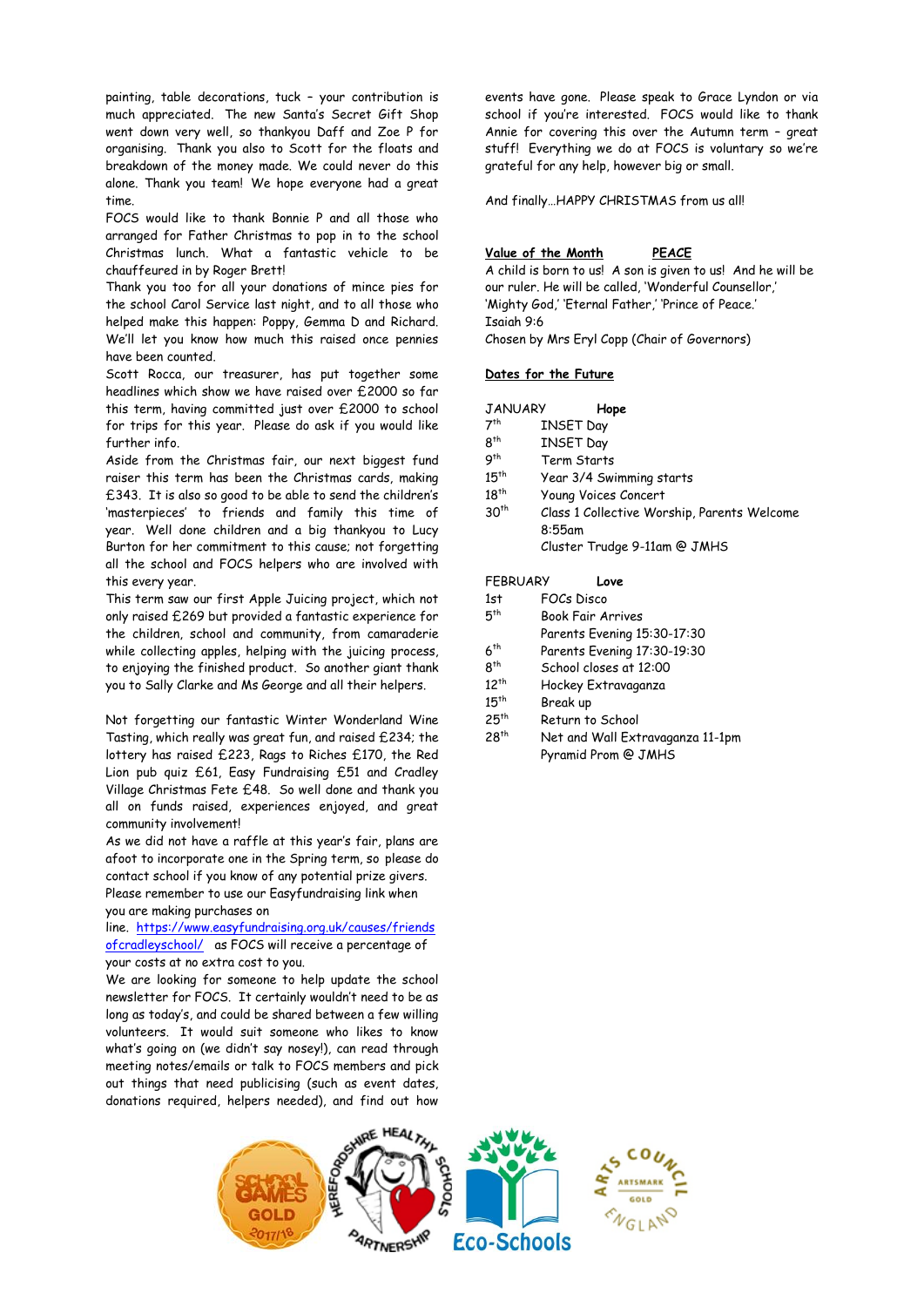painting, table decorations, tuck – your contribution is much appreciated. The new Santa's Secret Gift Shop went down very well, so thankyou Daff and Zoe P for organising. Thank you also to Scott for the floats and breakdown of the money made. We could never do this alone. Thank you team! We hope everyone had a great time.

FOCS would like to thank Bonnie P and all those who arranged for Father Christmas to pop in to the school Christmas lunch. What a fantastic vehicle to be chauffeured in by Roger Brett!

Thank you too for all your donations of mince pies for the school Carol Service last night, and to all those who helped make this happen: Poppy, Gemma D and Richard. We'll let you know how much this raised once pennies have been counted.

Scott Rocca, our treasurer, has put together some headlines which show we have raised over £2000 so far this term, having committed just over £2000 to school for trips for this year. Please do ask if you would like further info.

Aside from the Christmas fair, our next biggest fund raiser this term has been the Christmas cards, making £343. It is also so good to be able to send the children's 'masterpieces' to friends and family this time of year. Well done children and a big thankyou to Lucy Burton for her commitment to this cause; not forgetting all the school and FOCS helpers who are involved with this every year.

This term saw our first Apple Juicing project, which not only raised £269 but provided a fantastic experience for the children, school and community, from camaraderie while collecting apples, helping with the juicing process, to enjoying the finished product. So another giant thank you to Sally Clarke and Ms George and all their helpers.

Not forgetting our fantastic Winter Wonderland Wine Tasting, which really was great fun, and raised £234; the lottery has raised £223, Rags to Riches £170, the Red Lion pub quiz £61, Easy Fundraising £51 and Cradley Village Christmas Fete £48. So well done and thank you all on funds raised, experiences enjoyed, and great community involvement!

As we did not have a raffle at this year's fair, plans are afoot to incorporate one in the Spring term, so please do contact school if you know of any potential prize givers.

Please remember to use our Easyfundraising link when you are making purchases on line. https://www.easyfundraising.org.uk/causes/friendsofcradleyschool/ as FOCS will receive a percentage of your costs at no extra cost to you.

We are looking for someone to help update the school newsletter for FOCS. It certainly wouldn't need to be as long as today's, and could be shared between a few willing volunteers. It would suit someone who likes to know what's going on (we didn't say nosey!), can read through meeting notes/emails or talk to FOCS members and pick out things that need publicising (such as event dates, donations required, helpers needed), and find out how events have gone. Please speak to Grace Lyndon or via school if you're interested. FOCS would like to thank Annie for covering this over the Autumn term – great stuff! Everything we do at FOCS is voluntary so we're grateful for any help, however big or small.

And finally…HAPPY CHRISTMAS from us all!

**Value of the Month** **PEACE**

A child is born to us! A son is given to us! And he will be our ruler. He will be called, 'Wonderful Counsellor,' 'Mighty God,' 'Eternal Father,' 'Prince of Peace.'
Isaiah 9:6
Chosen by Mrs Eryl Copp (Chair of Governors)

**Dates for the Future**

JANUARY **Hope**

- 7th INSET Day
- 8th INSET Day
- 9th Term Starts
- 15th Year 3/4 Swimming starts
- 18th Young Voices Concert
- 30th Class 1 Collective Worship, Parents Welcome 8:55am
  Cluster Trudge 9-11am @ JMHS

FEBRUARY **Love**

- 1st FOCs Disco
- 5th Book Fair Arrives
  Parents Evening 15:30-17:30
- 6th Parents Evening 17:30-19:30
- 8th School closes at 12:00
- 12th Hockey Extravaganza
- 15th Break up
- 25th Return to School
- 28th Net and Wall Extravaganza 11-1pm
  Pyramid Prom @ JMHS